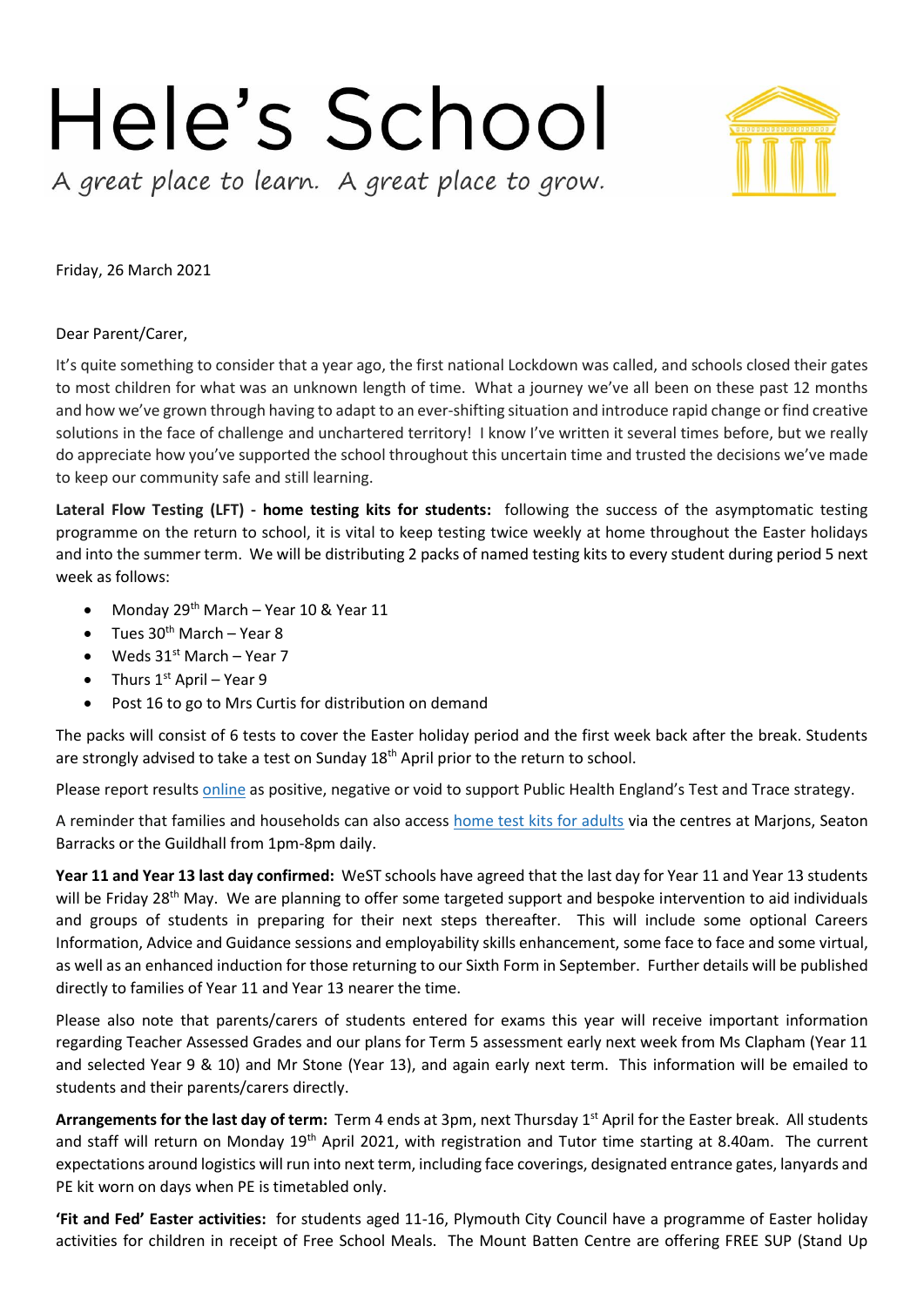# Hele's School

*A great place to learn. A great place to grow.*

Friday, 26 March 2021

Dear Parent/Carer,

It's quite something to consider that a year ago, the first national Lockdown was called, and schools closed their gates to most children for what was an unknown length of time. What a journey we've all been on these past 12 months and how we've grown through having to adapt to an ever-shifting situation and introduce rapid change or find creative solutions in the face of challenge and unchartered territory! I know I've written it several times before, but we really do appreciate how you've supported the school throughout this uncertain time and trusted the decisions we've made to keep our community safe and still learning.

**Lateral Flow Testing (LFT) - home testing kits for students:** following the success of the asymptomatic testing programme on the return to school, it is vital to keep testing twice weekly at home throughout the Easter holidays and into the summer term. We will be distributing 2 packs of named testing kits to every student during period 5 next week as follows:

- Monday 29th March – Year 10 & Year 11
- Tues 30th March – Year 8
- Weds 31st March – Year 7
- Thurs 1st April – Year 9
- Post 16 to go to Mrs Curtis for distribution on demand

The packs will consist of 6 tests to cover the Easter holiday period and the first week back after the break. Students are strongly advised to take a test on Sunday 18th April prior to the return to school.

Please report results online as positive, negative or void to support Public Health England's Test and Trace strategy.

A reminder that families and households can also access home test kits for adults via the centres at Marjons, Seaton Barracks or the Guildhall from 1pm-8pm daily.

**Year 11 and Year 13 last day confirmed:** WeST schools have agreed that the last day for Year 11 and Year 13 students will be Friday 28th May. We are planning to offer some targeted support and bespoke intervention to aid individuals and groups of students in preparing for their next steps thereafter. This will include some optional Careers Information, Advice and Guidance sessions and employability skills enhancement, some face to face and some virtual, as well as an enhanced induction for those returning to our Sixth Form in September. Further details will be published directly to families of Year 11 and Year 13 nearer the time.

Please also note that parents/carers of students entered for exams this year will receive important information regarding Teacher Assessed Grades and our plans for Term 5 assessment early next week from Ms Clapham (Year 11 and selected Year 9 & 10) and Mr Stone (Year 13), and again early next term. This information will be emailed to students and their parents/carers directly.

**Arrangements for the last day of term:** Term 4 ends at 3pm, next Thursday 1st April for the Easter break. All students and staff will return on Monday 19th April 2021, with registration and Tutor time starting at 8.40am. The current expectations around logistics will run into next term, including face coverings, designated entrance gates, lanyards and PE kit worn on days when PE is timetabled only.

**'Fit and Fed' Easter activities:** for students aged 11-16, Plymouth City Council have a programme of Easter holiday activities for children in receipt of Free School Meals. The Mount Batten Centre are offering FREE SUP (Stand Up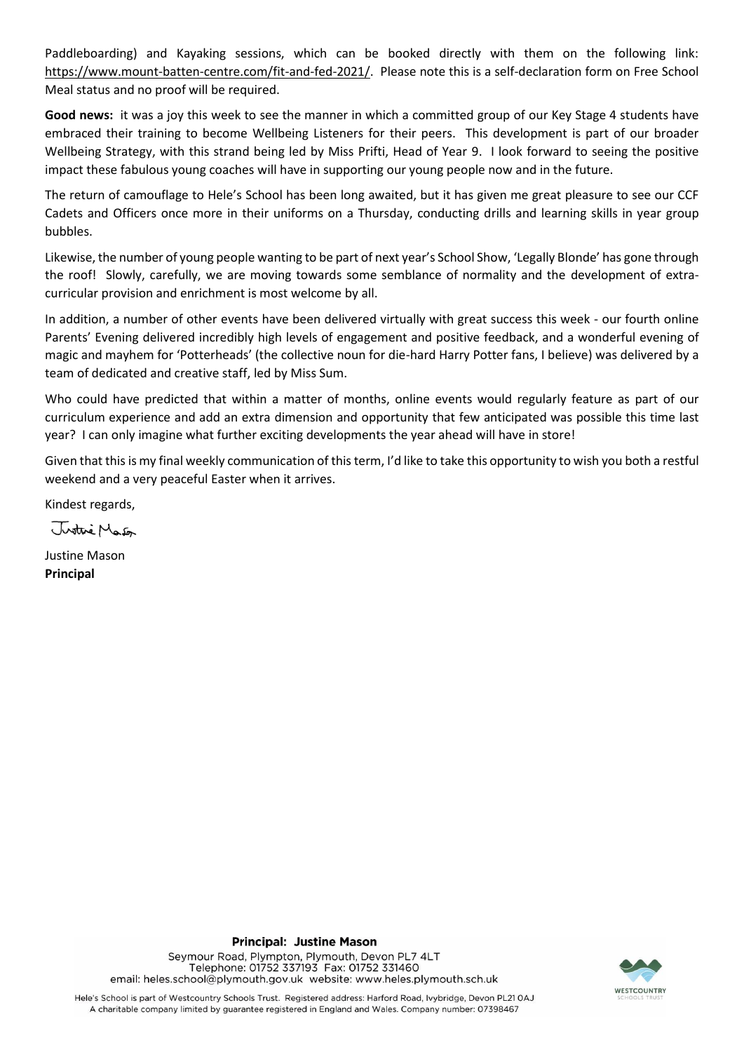Paddleboarding) and Kayaking sessions, which can be booked directly with them on the following link: https://www.mount-batten-centre.com/fit-and-fed-2021/. Please note this is a self-declaration form on Free School Meal status and no proof will be required.

**Good news:** it was a joy this week to see the manner in which a committed group of our Key Stage 4 students have embraced their training to become Wellbeing Listeners for their peers. This development is part of our broader Wellbeing Strategy, with this strand being led by Miss Prifti, Head of Year 9. I look forward to seeing the positive impact these fabulous young coaches will have in supporting our young people now and in the future.

The return of camouflage to Hele's School has been long awaited, but it has given me great pleasure to see our CCF Cadets and Officers once more in their uniforms on a Thursday, conducting drills and learning skills in year group bubbles.

Likewise, the number of young people wanting to be part of next year's School Show, 'Legally Blonde' has gone through the roof! Slowly, carefully, we are moving towards some semblance of normality and the development of extra-curricular provision and enrichment is most welcome by all.

In addition, a number of other events have been delivered virtually with great success this week - our fourth online Parents' Evening delivered incredibly high levels of engagement and positive feedback, and a wonderful evening of magic and mayhem for 'Potterheads' (the collective noun for die-hard Harry Potter fans, I believe) was delivered by a team of dedicated and creative staff, led by Miss Sum.

Who could have predicted that within a matter of months, online events would regularly feature as part of our curriculum experience and add an extra dimension and opportunity that few anticipated was possible this time last year? I can only imagine what further exciting developments the year ahead will have in store!

Given that this is my final weekly communication of this term, I'd like to take this opportunity to wish you both a restful weekend and a very peaceful Easter when it arrives.

Kindest regards,

Justine Mason

Justine Mason
**Principal**

**Principal: Justine Mason**
Seymour Road, Plympton, Plymouth, Devon PL7 4LT
Telephone: 01752 337193 Fax: 01752 331460
email: heles.school@plymouth.gov.uk website: www.heles.plymouth.sch.uk

Hele's School is part of Westcountry Schools Trust. Registered address: Harford Road, Ivybridge, Devon PL21 0AJ
A charitable company limited by guarantee registered in England and Wales. Company number: 07398467